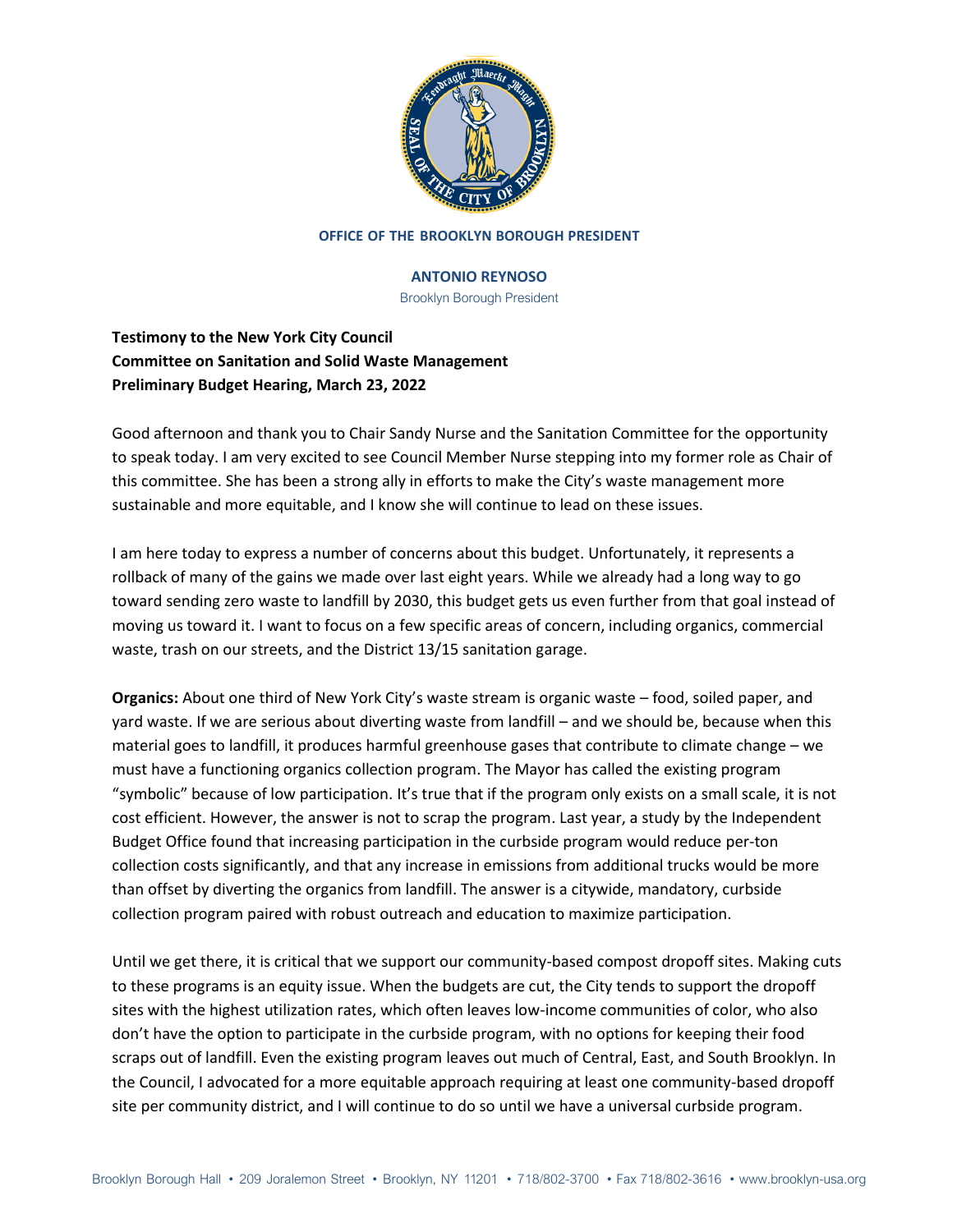**OFFICE OF THE BROOKLYN BOROUGH PRESIDENT**

**ANTONIO REYNOSO**
Brooklyn Borough President

**Testimony to the New York City Council**
**Committee on Sanitation and Solid Waste Management**
**Preliminary Budget Hearing, March 23, 2022**

Good afternoon and thank you to Chair Sandy Nurse and the Sanitation Committee for the opportunity to speak today. I am very excited to see Council Member Nurse stepping into my former role as Chair of this committee. She has been a strong ally in efforts to make the City's waste management more sustainable and more equitable, and I know she will continue to lead on these issues.

I am here today to express a number of concerns about this budget. Unfortunately, it represents a rollback of many of the gains we made over last eight years. While we already had a long way to go toward sending zero waste to landfill by 2030, this budget gets us even further from that goal instead of moving us toward it. I want to focus on a few specific areas of concern, including organics, commercial waste, trash on our streets, and the District 13/15 sanitation garage.

**Organics:** About one third of New York City's waste stream is organic waste – food, soiled paper, and yard waste. If we are serious about diverting waste from landfill – and we should be, because when this material goes to landfill, it produces harmful greenhouse gases that contribute to climate change – we must have a functioning organics collection program. The Mayor has called the existing program "symbolic" because of low participation. It's true that if the program only exists on a small scale, it is not cost efficient. However, the answer is not to scrap the program. Last year, a study by the Independent Budget Office found that increasing participation in the curbside program would reduce per-ton collection costs significantly, and that any increase in emissions from additional trucks would be more than offset by diverting the organics from landfill. The answer is a citywide, mandatory, curbside collection program paired with robust outreach and education to maximize participation.

Until we get there, it is critical that we support our community-based compost dropoff sites. Making cuts to these programs is an equity issue. When the budgets are cut, the City tends to support the dropoff sites with the highest utilization rates, which often leaves low-income communities of color, who also don't have the option to participate in the curbside program, with no options for keeping their food scraps out of landfill. Even the existing program leaves out much of Central, East, and South Brooklyn. In the Council, I advocated for a more equitable approach requiring at least one community-based dropoff site per community district, and I will continue to do so until we have a universal curbside program.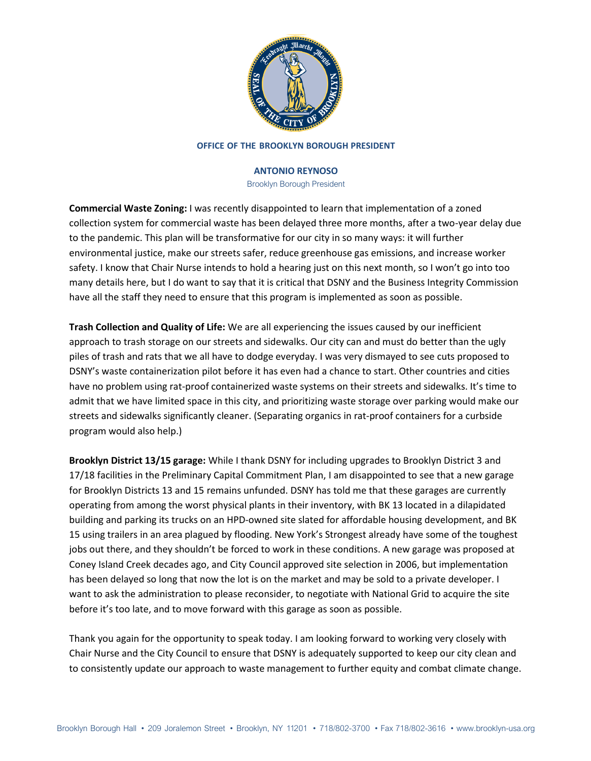**OFFICE OF THE BROOKLYN BOROUGH PRESIDENT**

**ANTONIO REYNOSO**
Brooklyn Borough President

**Commercial Waste Zoning:** I was recently disappointed to learn that implementation of a zoned collection system for commercial waste has been delayed three more months, after a two-year delay due to the pandemic. This plan will be transformative for our city in so many ways: it will further environmental justice, make our streets safer, reduce greenhouse gas emissions, and increase worker safety. I know that Chair Nurse intends to hold a hearing just on this next month, so I won't go into too many details here, but I do want to say that it is critical that DSNY and the Business Integrity Commission have all the staff they need to ensure that this program is implemented as soon as possible.

**Trash Collection and Quality of Life:** We are all experiencing the issues caused by our inefficient approach to trash storage on our streets and sidewalks. Our city can and must do better than the ugly piles of trash and rats that we all have to dodge everyday. I was very dismayed to see cuts proposed to DSNY's waste containerization pilot before it has even had a chance to start. Other countries and cities have no problem using rat-proof containerized waste systems on their streets and sidewalks. It's time to admit that we have limited space in this city, and prioritizing waste storage over parking would make our streets and sidewalks significantly cleaner. (Separating organics in rat-proof containers for a curbside program would also help.)

**Brooklyn District 13/15 garage:** While I thank DSNY for including upgrades to Brooklyn District 3 and 17/18 facilities in the Preliminary Capital Commitment Plan, I am disappointed to see that a new garage for Brooklyn Districts 13 and 15 remains unfunded. DSNY has told me that these garages are currently operating from among the worst physical plants in their inventory, with BK 13 located in a dilapidated building and parking its trucks on an HPD-owned site slated for affordable housing development, and BK 15 using trailers in an area plagued by flooding. New York's Strongest already have some of the toughest jobs out there, and they shouldn't be forced to work in these conditions. A new garage was proposed at Coney Island Creek decades ago, and City Council approved site selection in 2006, but implementation has been delayed so long that now the lot is on the market and may be sold to a private developer. I want to ask the administration to please reconsider, to negotiate with National Grid to acquire the site before it's too late, and to move forward with this garage as soon as possible.

Thank you again for the opportunity to speak today. I am looking forward to working very closely with Chair Nurse and the City Council to ensure that DSNY is adequately supported to keep our city clean and to consistently update our approach to waste management to further equity and combat climate change.

Brooklyn Borough Hall • 209 Joralemon Street • Brooklyn, NY 11201 • 718/802-3700 • Fax 718/802-3616 • www.brooklyn-usa.org